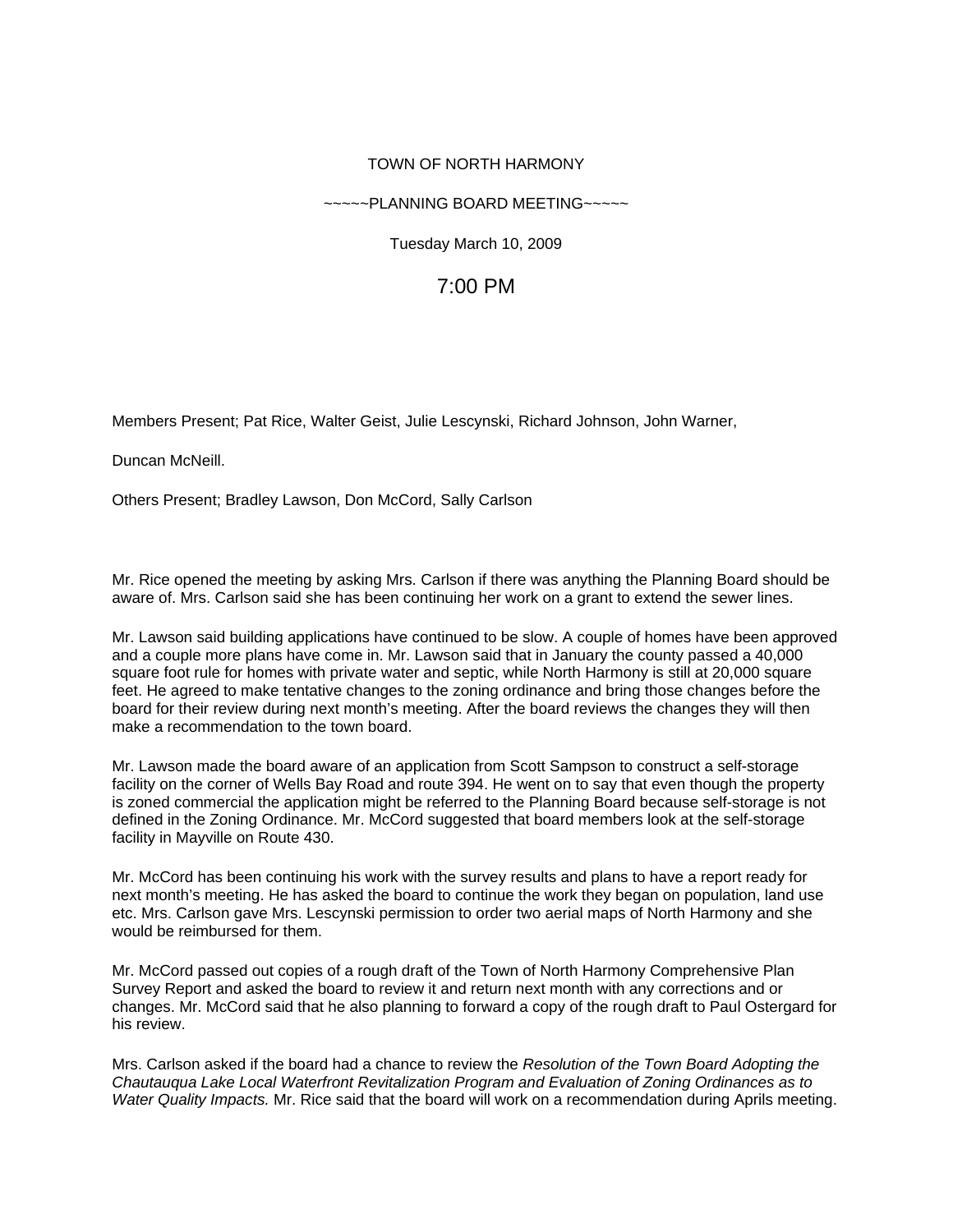TOWN OF NORTH HARMONY

~~~~~PLANNING BOARD MEETING~~~~~

Tuesday March 10, 2009

7:00 PM

Members Present; Pat Rice, Walter Geist, Julie Lescynski, Richard Johnson, John Warner,

Duncan McNeill.

Others Present; Bradley Lawson, Don McCord, Sally Carlson

Mr. Rice opened the meeting by asking Mrs. Carlson if there was anything the Planning Board should be aware of. Mrs. Carlson said she has been continuing her work on a grant to extend the sewer lines.

Mr. Lawson said building applications have continued to be slow. A couple of homes have been approved and a couple more plans have come in. Mr. Lawson said that in January the county passed a 40,000 square foot rule for homes with private water and septic, while North Harmony is still at 20,000 square feet. He agreed to make tentative changes to the zoning ordinance and bring those changes before the board for their review during next month's meeting. After the board reviews the changes they will then make a recommendation to the town board.

Mr. Lawson made the board aware of an application from Scott Sampson to construct a self-storage facility on the corner of Wells Bay Road and route 394. He went on to say that even though the property is zoned commercial the application might be referred to the Planning Board because self-storage is not defined in the Zoning Ordinance. Mr. McCord suggested that board members look at the self-storage facility in Mayville on Route 430.

Mr. McCord has been continuing his work with the survey results and plans to have a report ready for next month's meeting. He has asked the board to continue the work they began on population, land use etc. Mrs. Carlson gave Mrs. Lescynski permission to order two aerial maps of North Harmony and she would be reimbursed for them.

Mr. McCord passed out copies of a rough draft of the Town of North Harmony Comprehensive Plan Survey Report and asked the board to review it and return next month with any corrections and or changes. Mr. McCord said that he also planning to forward a copy of the rough draft to Paul Ostergard for his review.

Mrs. Carlson asked if the board had a chance to review the *Resolution of the Town Board Adopting the Chautauqua Lake Local Waterfront Revitalization Program and Evaluation of Zoning Ordinances as to Water Quality Impacts.* Mr. Rice said that the board will work on a recommendation during Aprils meeting.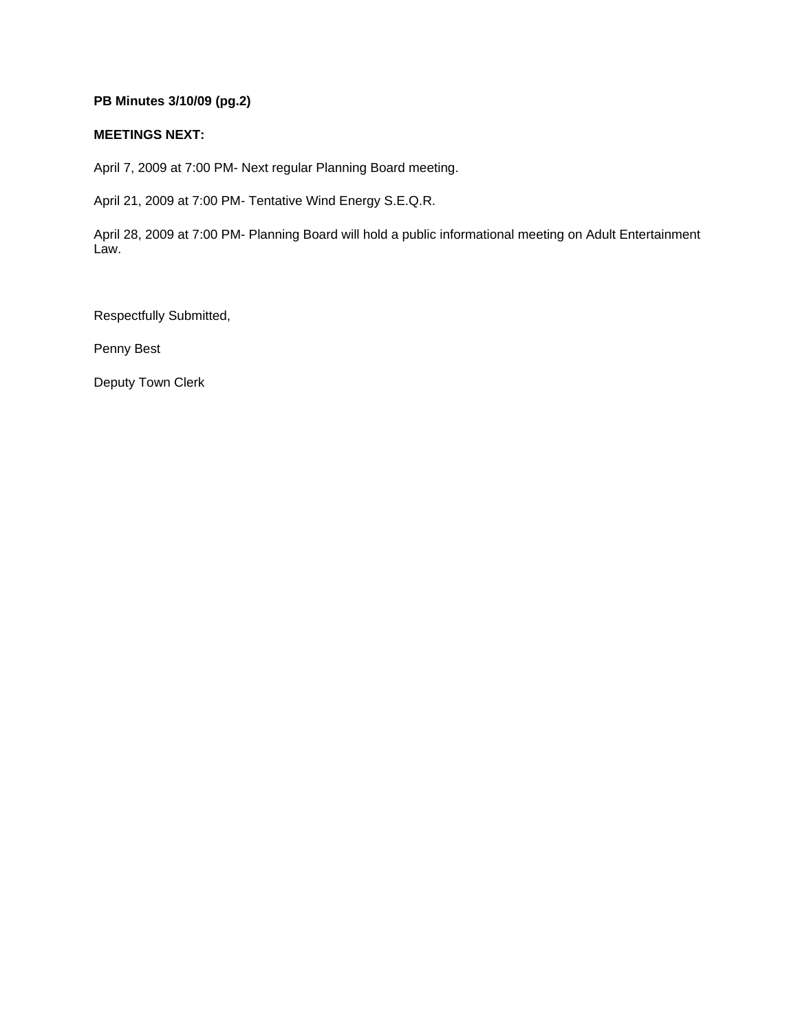**PB Minutes 3/10/09 (pg.2)**

**MEETINGS NEXT:**

April 7, 2009 at 7:00 PM- Next regular Planning Board meeting.

April 21, 2009 at 7:00 PM- Tentative Wind Energy S.E.Q.R.

April 28, 2009 at 7:00 PM- Planning Board will hold a public informational meeting on Adult Entertainment Law.

Respectfully Submitted,

Penny Best

Deputy Town Clerk